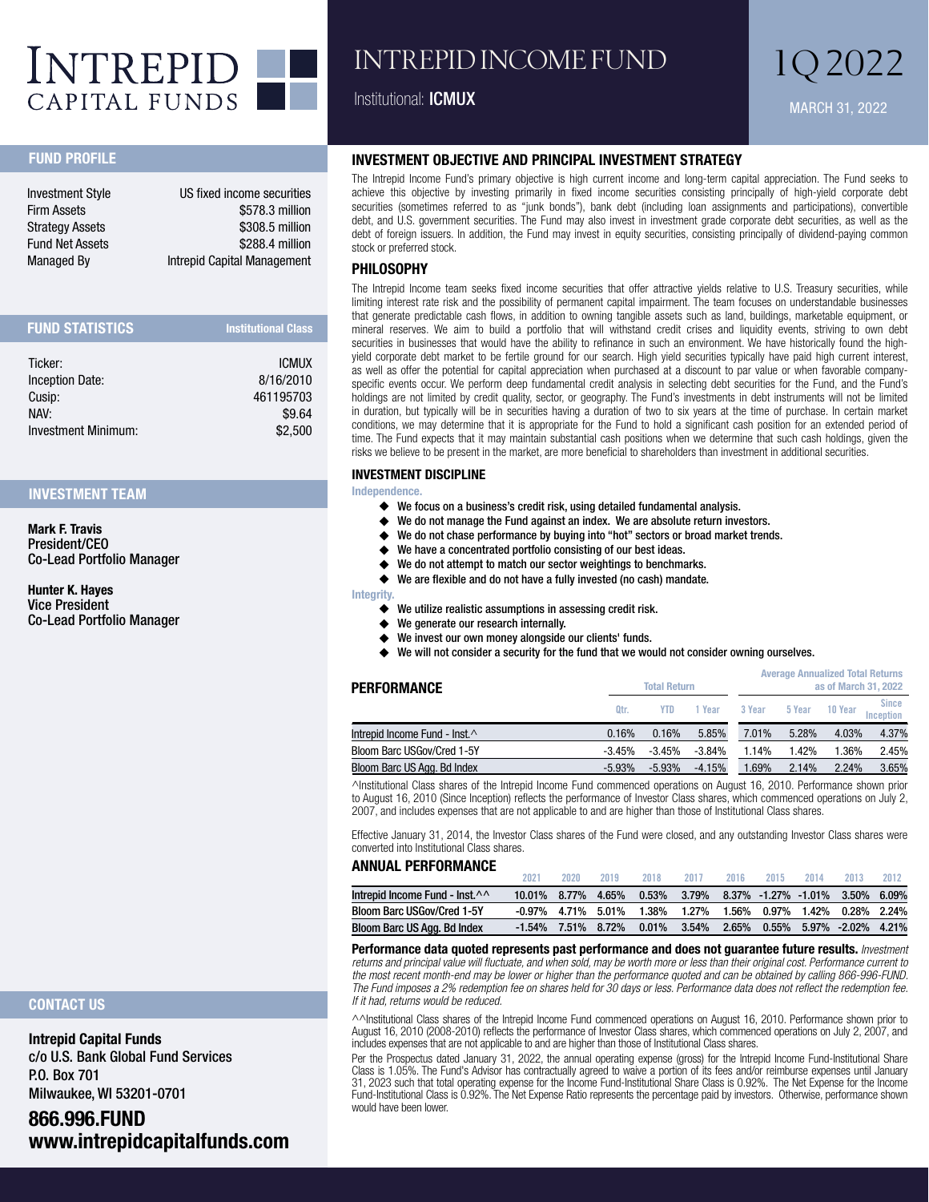# INTREPID CAPITAL FUNDS

# INTREPID INCOME FUND

Institutional: **ICMUX**

# 1Q 2022

MARCH 31, 2022

## FUND PROFILE

| | |
|---|---|
| Investment Style | US fixed income securities |
| Firm Assets | $578.3 million |
| Strategy Assets | $308.5 million |
| Fund Net Assets | $288.4 million |
| Managed By | Intrepid Capital Management |

## FUND STATISTICS

| | Institutional Class |
|---|---|
| Ticker: | ICMUX |
| Inception Date: | 8/16/2010 |
| Cusip: | 461195703 |
| NAV: | $9.64 |
| Investment Minimum: | $2,500 |

## INVESTMENT TEAM

**Mark F. Travis**
President/CEO
Co-Lead Portfolio Manager

**Hunter K. Hayes**
Vice President
Co-Lead Portfolio Manager

## CONTACT US

**Intrepid Capital Funds**
c/o U.S. Bank Global Fund Services
P.O. Box 701
Milwaukee, WI 53201-0701

**866.996.FUND**
**www.intrepidcapitalfunds.com**

## INVESTMENT OBJECTIVE AND PRINCIPAL INVESTMENT STRATEGY

The Intrepid Income Fund's primary objective is high current income and long-term capital appreciation. The Fund seeks to achieve this objective by investing primarily in fixed income securities consisting principally of high-yield corporate debt securities (sometimes referred to as "junk bonds"), bank debt (including loan assignments and participations), convertible debt, and U.S. government securities. The Fund may also invest in investment grade corporate debt securities, as well as the debt of foreign issuers. In addition, the Fund may invest in equity securities, consisting principally of dividend-paying common stock or preferred stock.

## PHILOSOPHY

The Intrepid Income team seeks fixed income securities that offer attractive yields relative to U.S. Treasury securities, while limiting interest rate risk and the possibility of permanent capital impairment. The team focuses on understandable businesses that generate predictable cash flows, in addition to owning tangible assets such as land, buildings, marketable equipment, or mineral reserves. We aim to build a portfolio that will withstand credit crises and liquidity events, striving to own debt securities in businesses that would have the ability to refinance in such an environment. We have historically found the high-yield corporate debt market to be fertile ground for our search. High yield securities typically have paid high current interest, as well as offer the potential for capital appreciation when purchased at a discount to par value or when favorable company-specific events occur. We perform deep fundamental credit analysis in selecting debt securities for the Fund, and the Fund's holdings are not limited by credit quality, sector, or geography. The Fund's investments in debt instruments will not be limited in duration, but typically will be in securities having a duration of two to six years at the time of purchase. In certain market conditions, we may determine that it is appropriate for the Fund to hold a significant cash position for an extended period of time. The Fund expects that it may maintain substantial cash positions when we determine that such cash holdings, given the risks we believe to be present in the market, are more beneficial to shareholders than investment in additional securities.

## INVESTMENT DISCIPLINE

**Independence.**

- We focus on a business's credit risk, using detailed fundamental analysis.
- We do not manage the Fund against an index. We are absolute return investors.
- We do not chase performance by buying into "hot" sectors or broad market trends.
- We have a concentrated portfolio consisting of our best ideas.
- We do not attempt to match our sector weightings to benchmarks.
- We are flexible and do not have a fully invested (no cash) mandate.

**Integrity.**

- We utilize realistic assumptions in assessing credit risk.
- We generate our research internally.
- We invest our own money alongside our clients' funds.
- We will not consider a security for the fund that we would not consider owning ourselves.

## PERFORMANCE

| | Total Return | | | Average Annualized Total Returns as of March 31, 2022 | | | |
|---|---|---|---|---|---|---|---|
| | Qtr. | YTD | 1 Year | 3 Year | 5 Year | 10 Year | Since Inception |
| Intrepid Income Fund - Inst.^ | 0.16% | 0.16% | 5.85% | 7.01% | 5.28% | 4.03% | 4.37% |
| Bloom Barc USGov/Cred 1-5Y | -3.45% | -3.45% | -3.84% | 1.14% | 1.42% | 1.36% | 2.45% |
| Bloom Barc US Agg. Bd Index | -5.93% | -5.93% | -4.15% | 1.69% | 2.14% | 2.24% | 3.65% |

^Institutional Class shares of the Intrepid Income Fund commenced operations on August 16, 2010. Performance shown prior to August 16, 2010 (Since Inception) reflects the performance of Investor Class shares, which commenced operations on July 2, 2007, and includes expenses that are not applicable to and are higher than those of Institutional Class shares.

Effective January 31, 2014, the Investor Class shares of the Fund were closed, and any outstanding Investor Class shares were converted into Institutional Class shares.

## ANNUAL PERFORMANCE

| | 2021 | 2020 | 2019 | 2018 | 2017 | 2016 | 2015 | 2014 | 2013 | 2012 |
|---|---|---|---|---|---|---|---|---|---|---|
| Intrepid Income Fund - Inst.^^ | 10.01% | 8.77% | 4.65% | 0.53% | 3.79% | 8.37% | -1.27% | -1.01% | 3.50% | 6.09% |
| Bloom Barc USGov/Cred 1-5Y | -0.97% | 4.71% | 5.01% | 1.38% | 1.27% | 1.56% | 0.97% | 1.42% | 0.28% | 2.24% |
| Bloom Barc US Agg. Bd Index | -1.54% | 7.51% | 8.72% | 0.01% | 3.54% | 2.65% | 0.55% | 5.97% | -2.02% | 4.21% |

**Performance data quoted represents past performance and does not guarantee future results.** *Investment returns and principal value will fluctuate, and when sold, may be worth more or less than their original cost. Performance current to the most recent month-end may be lower or higher than the performance quoted and can be obtained by calling 866-996-FUND. The Fund imposes a 2% redemption fee on shares held for 30 days or less. Performance data does not reflect the redemption fee. If it had, returns would be reduced.*

^^Institutional Class shares of the Intrepid Income Fund commenced operations on August 16, 2010. Performance shown prior to August 16, 2010 (2008-2010) reflects the performance of Investor Class shares, which commenced operations on July 2, 2007, and includes expenses that are not applicable to and are higher than those of Institutional Class shares.

Per the Prospectus dated January 31, 2022, the annual operating expense (gross) for the Intrepid Income Fund-Institutional Share Class is 1.05%. The Fund's Advisor has contractually agreed to waive a portion of its fees and/or reimburse expenses until January 31, 2023 such that total operating expense for the Income Fund-Institutional Share Class is 0.92%. The Net Expense for the Income Fund-Institutional Class is 0.92%. The Net Expense Ratio represents the percentage paid by investors. Otherwise, performance shown would have been lower.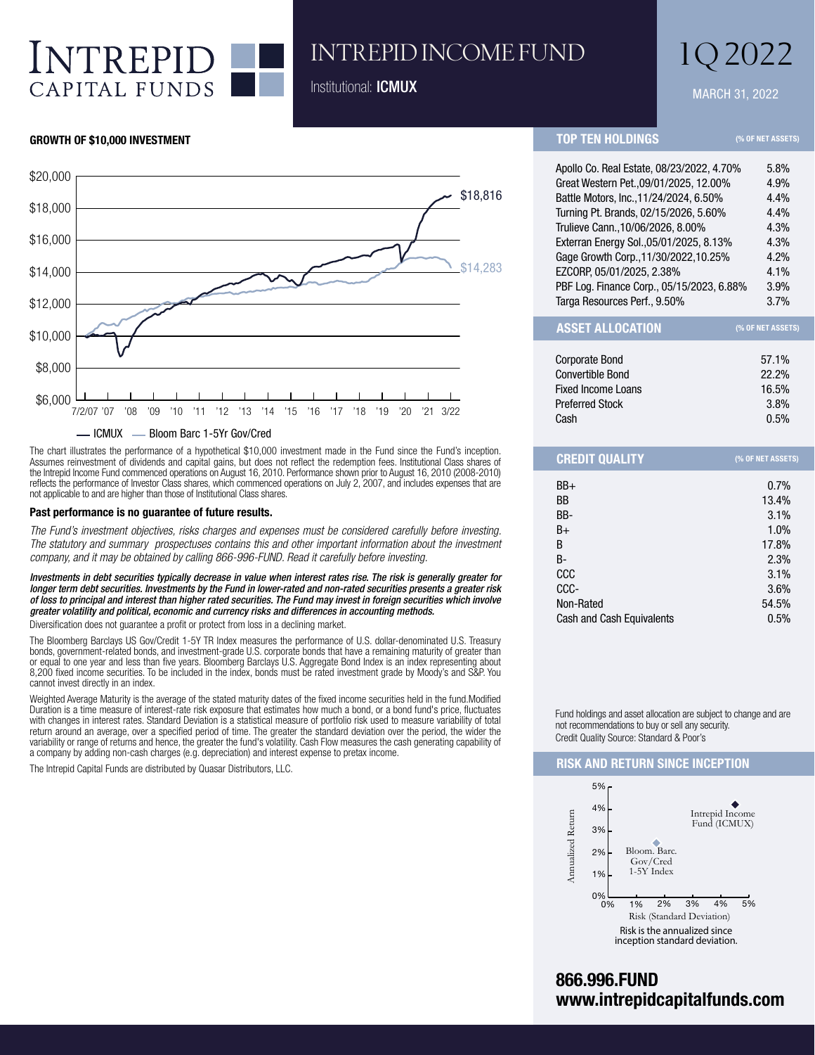# INTREPID CAPITAL FUNDS

# INTREPID INCOME FUND

Institutional: **ICMUX**

# 1Q 2022

MARCH 31, 2022

## GROWTH OF $10,000 INVESTMENT

$20,000
$18,000
$16,000
$14,000
$12,000
$10,000
$8,000
$6,000

7/2/07 '07 '08 '09 '10 '11 '12 '13 '14 '15 '16 '17 '18 '19 '20 '21 3/22

$18,816
$14,283

— ICMUX — Bloom Barc 1-5Yr Gov/Cred

The chart illustrates the performance of a hypothetical $10,000 investment made in the Fund since the Fund's inception. Assumes reinvestment of dividends and capital gains, but does not reflect the redemption fees. Institutional Class shares of the Intrepid Income Fund commenced operations on August 16, 2010. Performance shown prior to August 16, 2010 (2008-2010) reflects the performance of Investor Class shares, which commenced operations on July 2, 2007, and includes expenses that are not applicable to and are higher than those of Institutional Class shares.

**Past performance is no guarantee of future results.**

*The Fund's investment objectives, risks charges and expenses must be considered carefully before investing. The statutory and summary prospectuses contains this and other important information about the investment company, and it may be obtained by calling 866-996-FUND. Read it carefully before investing.*

***Investments in debt securities typically decrease in value when interest rates rise. The risk is generally greater for longer term debt securities. Investments by the Fund in lower-rated and non-rated securities presents a greater risk of loss to principal and interest than higher rated securities. The Fund may invest in foreign securities which involve greater volatility and political, economic and currency risks and differences in accounting methods.***

Diversification does not guarantee a profit or protect from loss in a declining market.

The Bloomberg Barclays US Gov/Credit 1-5Y TR Index measures the performance of U.S. dollar-denominated U.S. Treasury bonds, government-related bonds, and investment-grade U.S. corporate bonds that have a remaining maturity of greater than or equal to one year and less than five years. Bloomberg Barclays U.S. Aggregate Bond Index is an index representing about 8,200 fixed income securities. To be included in the index, bonds must be rated investment grade by Moody's and S&P. You cannot invest directly in an index.

Weighted Average Maturity is the average of the stated maturity dates of the fixed income securities held in the fund.Modified Duration is a time measure of interest-rate risk exposure that estimates how much a bond, or a bond fund's price, fluctuates with changes in interest rates. Standard Deviation is a statistical measure of portfolio risk used to measure variability of total return around an average, over a specified period of time. The greater the standard deviation over the period, the wider the variability or range of returns and hence, the greater the fund's volatility. Cash Flow measures the cash generating capability of a company by adding non-cash charges (e.g. depreciation) and interest expense to pretax income.

The Intrepid Capital Funds are distributed by Quasar Distributors, LLC.

## TOP TEN HOLDINGS (% OF NET ASSETS)

| | |
|---|---|
| Apollo Co. Real Estate, 08/23/2022, 4.70% | 5.8% |
| Great Western Pet.,09/01/2025, 12.00% | 4.9% |
| Battle Motors, Inc.,11/24/2024, 6.50% | 4.4% |
| Turning Pt. Brands, 02/15/2026, 5.60% | 4.4% |
| Trulieve Cann.,10/06/2026, 8.00% | 4.3% |
| Exterran Energy Sol.,05/01/2025, 8.13% | 4.3% |
| Gage Growth Corp.,11/30/2022,10.25% | 4.2% |
| EZCORP, 05/01/2025, 2.38% | 4.1% |
| PBF Log. Finance Corp., 05/15/2023, 6.88% | 3.9% |
| Targa Resources Perf., 9.50% | 3.7% |

## ASSET ALLOCATION (% OF NET ASSETS)

| | |
|---|---|
| Corporate Bond | 57.1% |
| Convertible Bond | 22.2% |
| Fixed Income Loans | 16.5% |
| Preferred Stock | 3.8% |
| Cash | 0.5% |

## CREDIT QUALITY (% OF NET ASSETS)

| | |
|---|---|
| BB+ | 0.7% |
| BB | 13.4% |
| BB- | 3.1% |
| B+ | 1.0% |
| B | 17.8% |
| B- | 2.3% |
| CCC | 3.1% |
| CCC- | 3.6% |
| Non-Rated | 54.5% |
| Cash and Cash Equivalents | 0.5% |

Fund holdings and asset allocation are subject to change and are not recommendations to buy or sell any security.
Credit Quality Source: Standard & Poor's

## RISK AND RETURN SINCE INCEPTION

Annualized Return
5%
4%
3%
2%
1%
0%

Risk (Standard Deviation)
0% 1% 2% 3% 4% 5%

Intrepid Income Fund (ICMUX)
Bloom. Barc. Gov/Cred 1-5Y Index

Risk is the annualized since inception standard deviation.

**866.996.FUND**
**www.intrepidcapitalfunds.com**